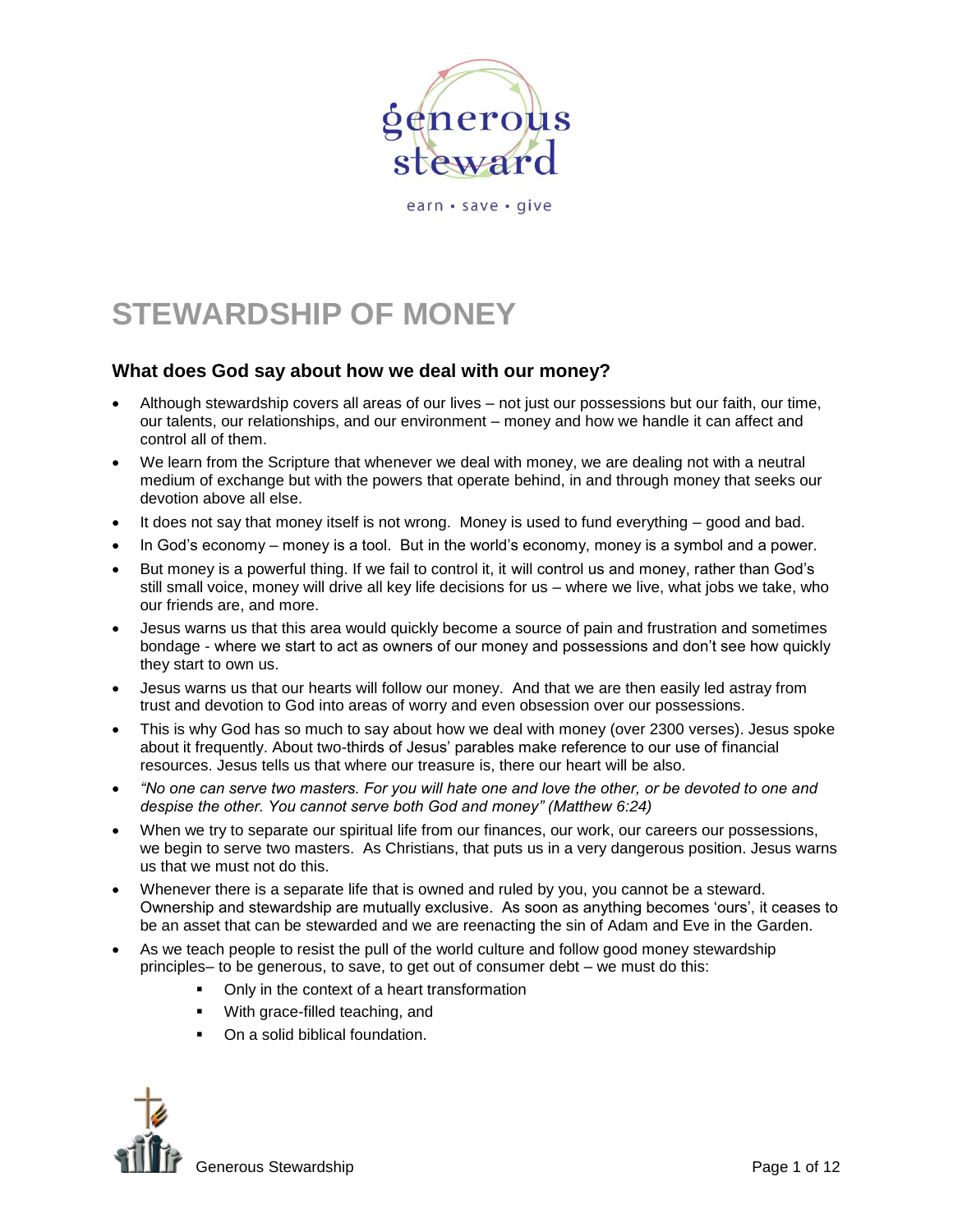generous steward

earn • save • give

# STEWARDSHIP OF MONEY

## What does God say about how we deal with our money?

- Although stewardship covers all areas of our lives – not just our possessions but our faith, our time, our talents, our relationships, and our environment – money and how we handle it can affect and control all of them.
- We learn from the Scripture that whenever we deal with money, we are dealing not with a neutral medium of exchange but with the powers that operate behind, in and through money that seeks our devotion above all else.
- It does not say that money itself is not wrong. Money is used to fund everything – good and bad.
- In God's economy – money is a tool. But in the world's economy, money is a symbol and a power.
- But money is a powerful thing. If we fail to control it, it will control us and money, rather than God's still small voice, money will drive all key life decisions for us – where we live, what jobs we take, who our friends are, and more.
- Jesus warns us that this area would quickly become a source of pain and frustration and sometimes bondage - where we start to act as owners of our money and possessions and don't see how quickly they start to own us.
- Jesus warns us that our hearts will follow our money. And that we are then easily led astray from trust and devotion to God into areas of worry and even obsession over our possessions.
- This is why God has so much to say about how we deal with money (over 2300 verses). Jesus spoke about it frequently. About two-thirds of Jesus' parables make reference to our use of financial resources. Jesus tells us that where our treasure is, there our heart will be also.
- *"No one can serve two masters. For you will hate one and love the other, or be devoted to one and despise the other. You cannot serve both God and money" (Matthew 6:24)*
- When we try to separate our spiritual life from our finances, our work, our careers our possessions, we begin to serve two masters. As Christians, that puts us in a very dangerous position. Jesus warns us that we must not do this.
- Whenever there is a separate life that is owned and ruled by you, you cannot be a steward. Ownership and stewardship are mutually exclusive. As soon as anything becomes 'ours', it ceases to be an asset that can be stewarded and we are reenacting the sin of Adam and Eve in the Garden.
- As we teach people to resist the pull of the world culture and follow good money stewardship principles– to be generous, to save, to get out of consumer debt – we must do this:
    - Only in the context of a heart transformation
    - With grace-filled teaching, and
    - On a solid biblical foundation.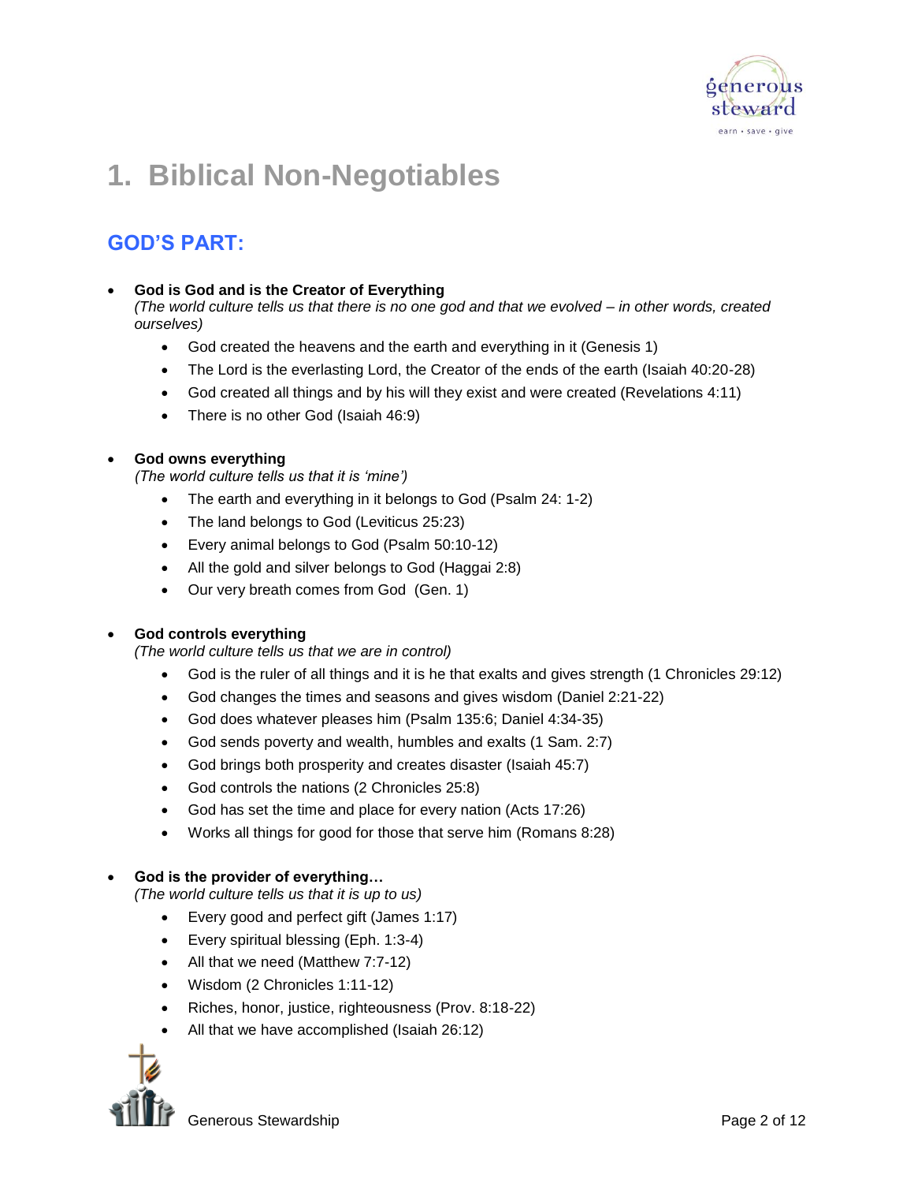# 1. Biblical Non-Negotiables

## GOD'S PART:

- **God is God and is the Creator of Everything**
  *(The world culture tells us that there is no one god and that we evolved – in other words, created ourselves)*
  - God created the heavens and the earth and everything in it (Genesis 1)
  - The Lord is the everlasting Lord, the Creator of the ends of the earth (Isaiah 40:20-28)
  - God created all things and by his will they exist and were created (Revelations 4:11)
  - There is no other God (Isaiah 46:9)

- **God owns everything**
  *(The world culture tells us that it is 'mine')*
  - The earth and everything in it belongs to God (Psalm 24: 1-2)
  - The land belongs to God (Leviticus 25:23)
  - Every animal belongs to God (Psalm 50:10-12)
  - All the gold and silver belongs to God (Haggai 2:8)
  - Our very breath comes from God (Gen. 1)

- **God controls everything**
  *(The world culture tells us that we are in control)*
  - God is the ruler of all things and it is he that exalts and gives strength (1 Chronicles 29:12)
  - God changes the times and seasons and gives wisdom (Daniel 2:21-22)
  - God does whatever pleases him (Psalm 135:6; Daniel 4:34-35)
  - God sends poverty and wealth, humbles and exalts (1 Sam. 2:7)
  - God brings both prosperity and creates disaster (Isaiah 45:7)
  - God controls the nations (2 Chronicles 25:8)
  - God has set the time and place for every nation (Acts 17:26)
  - Works all things for good for those that serve him (Romans 8:28)

- **God is the provider of everything…**
  *(The world culture tells us that it is up to us)*
  - Every good and perfect gift (James 1:17)
  - Every spiritual blessing (Eph. 1:3-4)
  - All that we need (Matthew 7:7-12)
  - Wisdom (2 Chronicles 1:11-12)
  - Riches, honor, justice, righteousness (Prov. 8:18-22)
  - All that we have accomplished (Isaiah 26:12)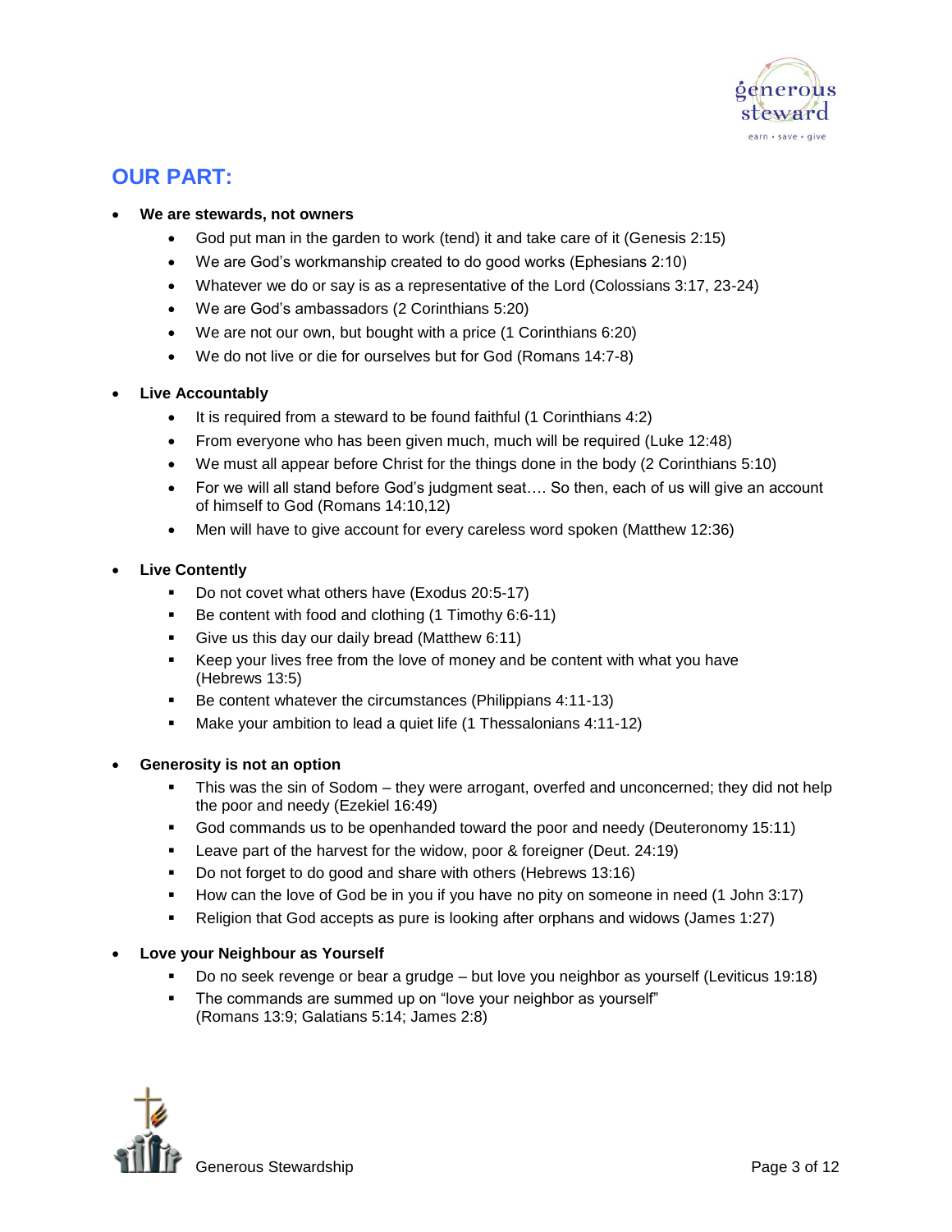## OUR PART:

- **We are stewards, not owners**
  - God put man in the garden to work (tend) it and take care of it (Genesis 2:15)
  - We are God's workmanship created to do good works (Ephesians 2:10)
  - Whatever we do or say is as a representative of the Lord (Colossians 3:17, 23-24)
  - We are God's ambassadors (2 Corinthians 5:20)
  - We are not our own, but bought with a price (1 Corinthians 6:20)
  - We do not live or die for ourselves but for God (Romans 14:7-8)

- **Live Accountably**
  - It is required from a steward to be found faithful (1 Corinthians 4:2)
  - From everyone who has been given much, much will be required (Luke 12:48)
  - We must all appear before Christ for the things done in the body (2 Corinthians 5:10)
  - For we will all stand before God's judgment seat…. So then, each of us will give an account of himself to God (Romans 14:10,12)
  - Men will have to give account for every careless word spoken (Matthew 12:36)

- **Live Contently**
  - Do not covet what others have (Exodus 20:5-17)
  - Be content with food and clothing (1 Timothy 6:6-11)
  - Give us this day our daily bread (Matthew 6:11)
  - Keep your lives free from the love of money and be content with what you have (Hebrews 13:5)
  - Be content whatever the circumstances (Philippians 4:11-13)
  - Make your ambition to lead a quiet life (1 Thessalonians 4:11-12)

- **Generosity is not an option**
  - This was the sin of Sodom – they were arrogant, overfed and unconcerned; they did not help the poor and needy (Ezekiel 16:49)
  - God commands us to be openhanded toward the poor and needy (Deuteronomy 15:11)
  - Leave part of the harvest for the widow, poor & foreigner (Deut. 24:19)
  - Do not forget to do good and share with others (Hebrews 13:16)
  - How can the love of God be in you if you have no pity on someone in need (1 John 3:17)
  - Religion that God accepts as pure is looking after orphans and widows (James 1:27)

- **Love your Neighbour as Yourself**
  - Do no seek revenge or bear a grudge – but love you neighbor as yourself (Leviticus 19:18)
  - The commands are summed up on "love your neighbor as yourself" (Romans 13:9; Galatians 5:14; James 2:8)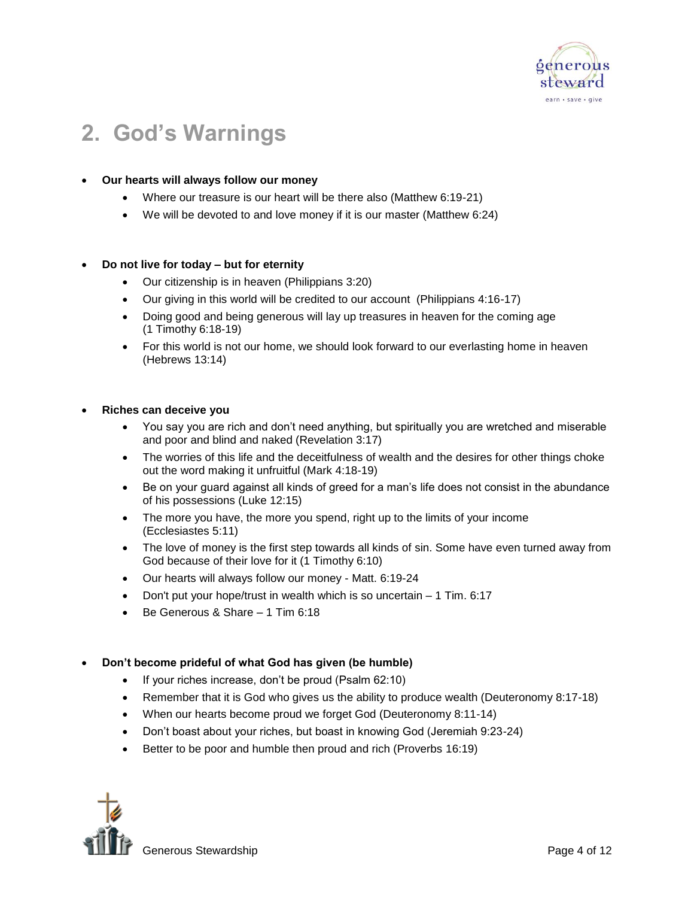# 2. God's Warnings

- **Our hearts will always follow our money**
    - Where our treasure is our heart will be there also (Matthew 6:19-21)
    - We will be devoted to and love money if it is our master (Matthew 6:24)

- **Do not live for today – but for eternity**
    - Our citizenship is in heaven (Philippians 3:20)
    - Our giving in this world will be credited to our account (Philippians 4:16-17)
    - Doing good and being generous will lay up treasures in heaven for the coming age (1 Timothy 6:18-19)
    - For this world is not our home, we should look forward to our everlasting home in heaven (Hebrews 13:14)

- **Riches can deceive you**
    - You say you are rich and don't need anything, but spiritually you are wretched and miserable and poor and blind and naked (Revelation 3:17)
    - The worries of this life and the deceitfulness of wealth and the desires for other things choke out the word making it unfruitful (Mark 4:18-19)
    - Be on your guard against all kinds of greed for a man's life does not consist in the abundance of his possessions (Luke 12:15)
    - The more you have, the more you spend, right up to the limits of your income (Ecclesiastes 5:11)
    - The love of money is the first step towards all kinds of sin. Some have even turned away from God because of their love for it (1 Timothy 6:10)
    - Our hearts will always follow our money - Matt. 6:19-24
    - Don't put your hope/trust in wealth which is so uncertain – 1 Tim. 6:17
    - Be Generous & Share – 1 Tim 6:18

- **Don't become prideful of what God has given (be humble)**
    - If your riches increase, don't be proud (Psalm 62:10)
    - Remember that it is God who gives us the ability to produce wealth (Deuteronomy 8:17-18)
    - When our hearts become proud we forget God (Deuteronomy 8:11-14)
    - Don't boast about your riches, but boast in knowing God (Jeremiah 9:23-24)
    - Better to be poor and humble then proud and rich (Proverbs 16:19)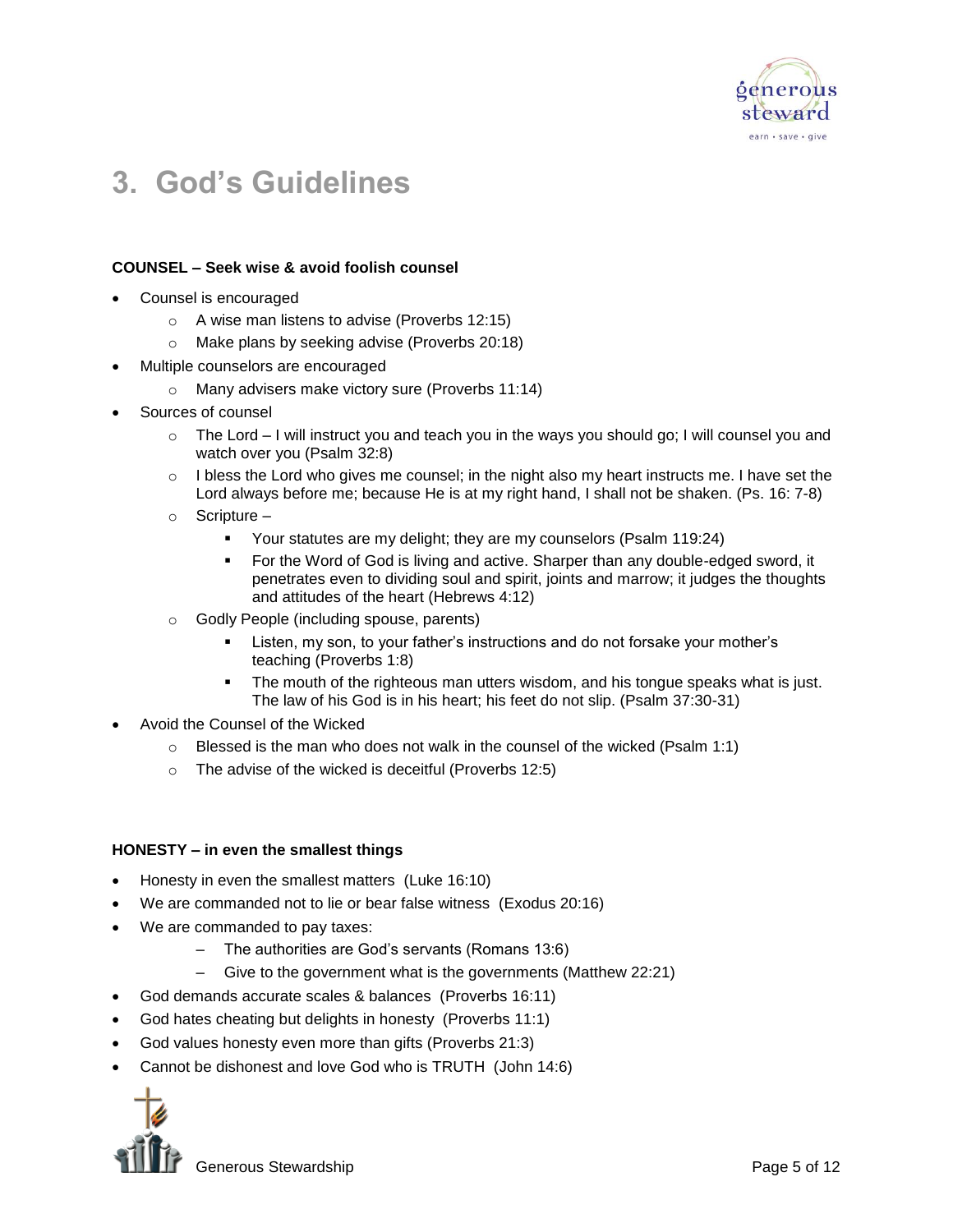# 3. God's Guidelines

**COUNSEL – Seek wise & avoid foolish counsel**

- Counsel is encouraged
    - A wise man listens to advise (Proverbs 12:15)
    - Make plans by seeking advise (Proverbs 20:18)
- Multiple counselors are encouraged
    - Many advisers make victory sure (Proverbs 11:14)
- Sources of counsel
    - The Lord – I will instruct you and teach you in the ways you should go; I will counsel you and watch over you (Psalm 32:8)
    - I bless the Lord who gives me counsel; in the night also my heart instructs me. I have set the Lord always before me; because He is at my right hand, I shall not be shaken. (Ps. 16: 7-8)
    - Scripture –
        - Your statutes are my delight; they are my counselors (Psalm 119:24)
        - For the Word of God is living and active. Sharper than any double-edged sword, it penetrates even to dividing soul and spirit, joints and marrow; it judges the thoughts and attitudes of the heart (Hebrews 4:12)
    - Godly People (including spouse, parents)
        - Listen, my son, to your father's instructions and do not forsake your mother's teaching (Proverbs 1:8)
        - The mouth of the righteous man utters wisdom, and his tongue speaks what is just. The law of his God is in his heart; his feet do not slip. (Psalm 37:30-31)
- Avoid the Counsel of the Wicked
    - Blessed is the man who does not walk in the counsel of the wicked (Psalm 1:1)
    - The advise of the wicked is deceitful (Proverbs 12:5)

**HONESTY – in even the smallest things**

- Honesty in even the smallest matters (Luke 16:10)
- We are commanded not to lie or bear false witness (Exodus 20:16)
- We are commanded to pay taxes:
    - The authorities are God's servants (Romans 13:6)
    - Give to the government what is the governments (Matthew 22:21)
- God demands accurate scales & balances (Proverbs 16:11)
- God hates cheating but delights in honesty (Proverbs 11:1)
- God values honesty even more than gifts (Proverbs 21:3)
- Cannot be dishonest and love God who is TRUTH (John 14:6)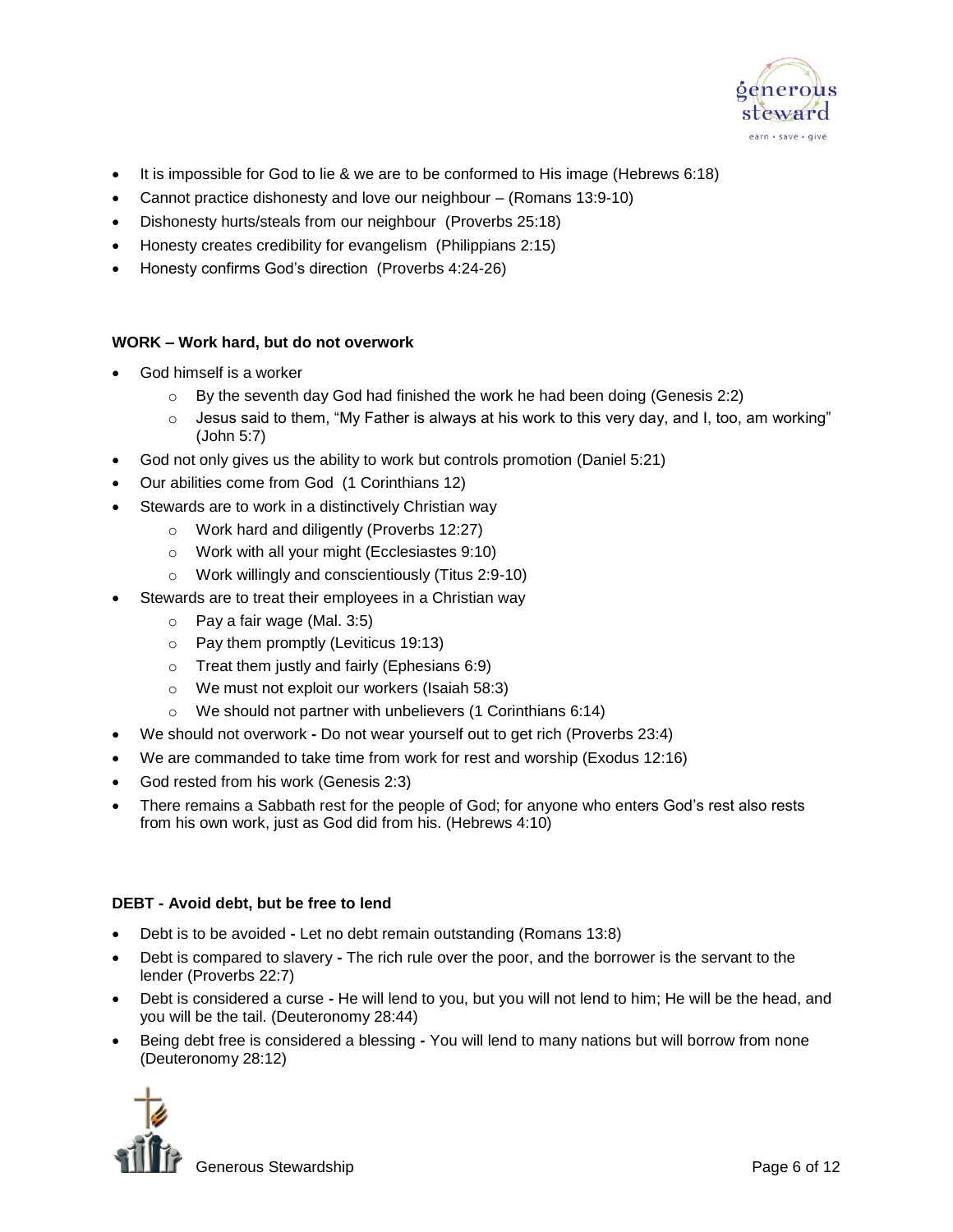- It is impossible for God to lie & we are to be conformed to His image (Hebrews 6:18)
- Cannot practice dishonesty and love our neighbour – (Romans 13:9-10)
- Dishonesty hurts/steals from our neighbour (Proverbs 25:18)
- Honesty creates credibility for evangelism (Philippians 2:15)
- Honesty confirms God's direction (Proverbs 4:24-26)

**WORK – Work hard, but do not overwork**

- God himself is a worker
  - By the seventh day God had finished the work he had been doing (Genesis 2:2)
  - Jesus said to them, "My Father is always at his work to this very day, and I, too, am working" (John 5:7)
- God not only gives us the ability to work but controls promotion (Daniel 5:21)
- Our abilities come from God (1 Corinthians 12)
- Stewards are to work in a distinctively Christian way
  - Work hard and diligently (Proverbs 12:27)
  - Work with all your might (Ecclesiastes 9:10)
  - Work willingly and conscientiously (Titus 2:9-10)
- Stewards are to treat their employees in a Christian way
  - Pay a fair wage (Mal. 3:5)
  - Pay them promptly (Leviticus 19:13)
  - Treat them justly and fairly (Ephesians 6:9)
  - We must not exploit our workers (Isaiah 58:3)
  - We should not partner with unbelievers (1 Corinthians 6:14)
- We should not overwork **-** Do not wear yourself out to get rich (Proverbs 23:4)
- We are commanded to take time from work for rest and worship (Exodus 12:16)
- God rested from his work (Genesis 2:3)
- There remains a Sabbath rest for the people of God; for anyone who enters God's rest also rests from his own work, just as God did from his. (Hebrews 4:10)

**DEBT - Avoid debt, but be free to lend**

- Debt is to be avoided **-** Let no debt remain outstanding (Romans 13:8)
- Debt is compared to slavery **-** The rich rule over the poor, and the borrower is the servant to the lender (Proverbs 22:7)
- Debt is considered a curse **-** He will lend to you, but you will not lend to him; He will be the head, and you will be the tail. (Deuteronomy 28:44)
- Being debt free is considered a blessing **-** You will lend to many nations but will borrow from none (Deuteronomy 28:12)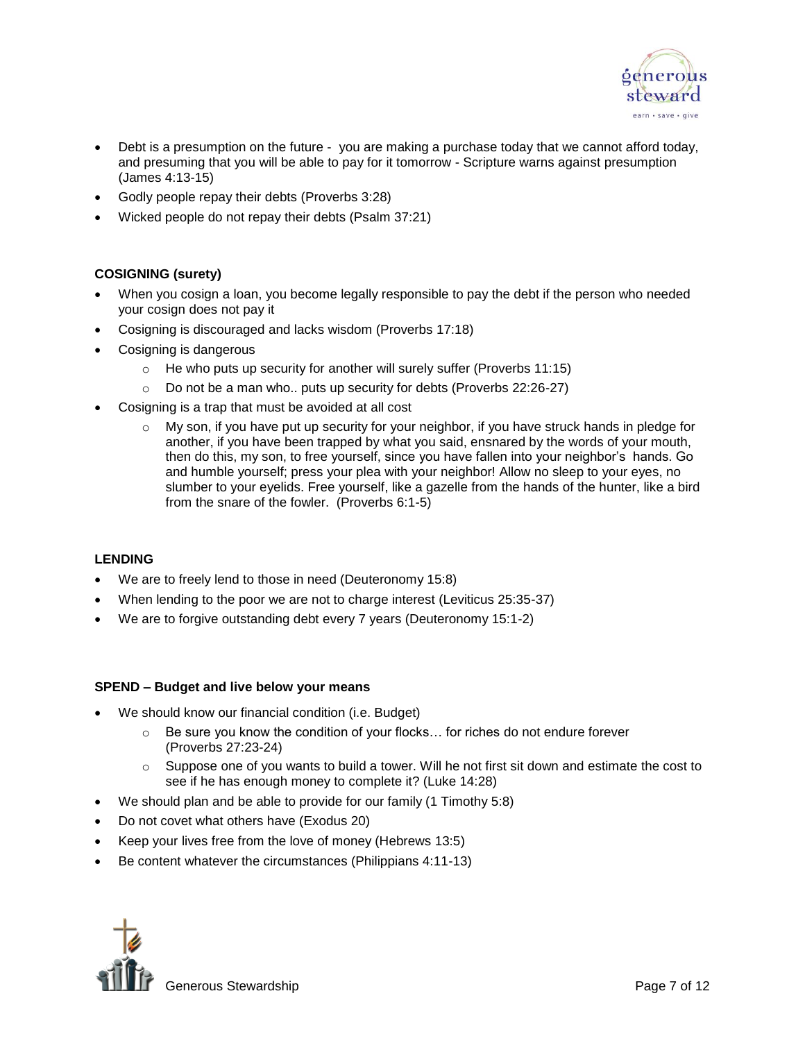- Debt is a presumption on the future - you are making a purchase today that we cannot afford today, and presuming that you will be able to pay for it tomorrow - Scripture warns against presumption (James 4:13-15)
- Godly people repay their debts (Proverbs 3:28)
- Wicked people do not repay their debts (Psalm 37:21)

**COSIGNING (surety)**

- When you cosign a loan, you become legally responsible to pay the debt if the person who needed your cosign does not pay it
- Cosigning is discouraged and lacks wisdom (Proverbs 17:18)
- Cosigning is dangerous
    - He who puts up security for another will surely suffer (Proverbs 11:15)
    - Do not be a man who.. puts up security for debts (Proverbs 22:26-27)
- Cosigning is a trap that must be avoided at all cost
    - My son, if you have put up security for your neighbor, if you have struck hands in pledge for another, if you have been trapped by what you said, ensnared by the words of your mouth, then do this, my son, to free yourself, since you have fallen into your neighbor's hands. Go and humble yourself; press your plea with your neighbor! Allow no sleep to your eyes, no slumber to your eyelids. Free yourself, like a gazelle from the hands of the hunter, like a bird from the snare of the fowler. (Proverbs 6:1-5)

**LENDING**

- We are to freely lend to those in need (Deuteronomy 15:8)
- When lending to the poor we are not to charge interest (Leviticus 25:35-37)
- We are to forgive outstanding debt every 7 years (Deuteronomy 15:1-2)

**SPEND – Budget and live below your means**

- We should know our financial condition (i.e. Budget)
    - Be sure you know the condition of your flocks… for riches do not endure forever (Proverbs 27:23-24)
    - Suppose one of you wants to build a tower. Will he not first sit down and estimate the cost to see if he has enough money to complete it? (Luke 14:28)
- We should plan and be able to provide for our family (1 Timothy 5:8)
- Do not covet what others have (Exodus 20)
- Keep your lives free from the love of money (Hebrews 13:5)
- Be content whatever the circumstances (Philippians 4:11-13)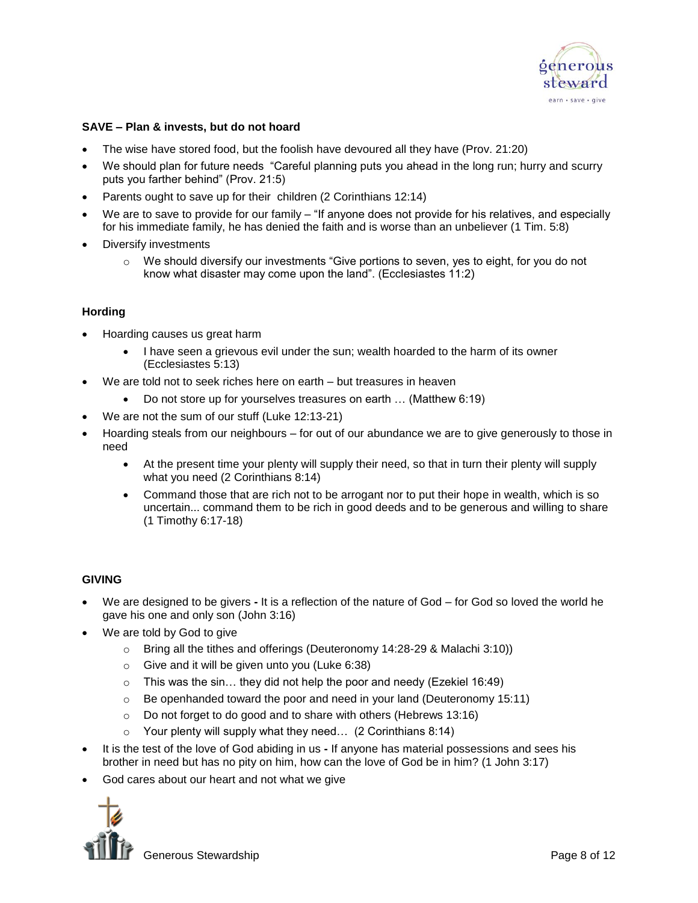**SAVE – Plan & invests, but do not hoard**

- The wise have stored food, but the foolish have devoured all they have (Prov. 21:20)
- We should plan for future needs "Careful planning puts you ahead in the long run; hurry and scurry puts you farther behind" (Prov. 21:5)
- Parents ought to save up for their children (2 Corinthians 12:14)
- We are to save to provide for our family – "If anyone does not provide for his relatives, and especially for his immediate family, he has denied the faith and is worse than an unbeliever (1 Tim. 5:8)
- Diversify investments
    - We should diversify our investments "Give portions to seven, yes to eight, for you do not know what disaster may come upon the land". (Ecclesiastes 11:2)

**Hording**

- Hoarding causes us great harm
    - I have seen a grievous evil under the sun; wealth hoarded to the harm of its owner (Ecclesiastes 5:13)
- We are told not to seek riches here on earth – but treasures in heaven
    - Do not store up for yourselves treasures on earth … (Matthew 6:19)
- We are not the sum of our stuff (Luke 12:13-21)
- Hoarding steals from our neighbours – for out of our abundance we are to give generously to those in need
    - At the present time your plenty will supply their need, so that in turn their plenty will supply what you need (2 Corinthians 8:14)
    - Command those that are rich not to be arrogant nor to put their hope in wealth, which is so uncertain... command them to be rich in good deeds and to be generous and willing to share (1 Timothy 6:17-18)

**GIVING**

- We are designed to be givers **-** It is a reflection of the nature of God – for God so loved the world he gave his one and only son (John 3:16)
- We are told by God to give
    - Bring all the tithes and offerings (Deuteronomy 14:28-29 & Malachi 3:10))
    - Give and it will be given unto you (Luke 6:38)
    - This was the sin… they did not help the poor and needy (Ezekiel 16:49)
    - Be openhanded toward the poor and need in your land (Deuteronomy 15:11)
    - Do not forget to do good and to share with others (Hebrews 13:16)
    - Your plenty will supply what they need… (2 Corinthians 8:14)
- It is the test of the love of God abiding in us **-** If anyone has material possessions and sees his brother in need but has no pity on him, how can the love of God be in him? (1 John 3:17)
- God cares about our heart and not what we give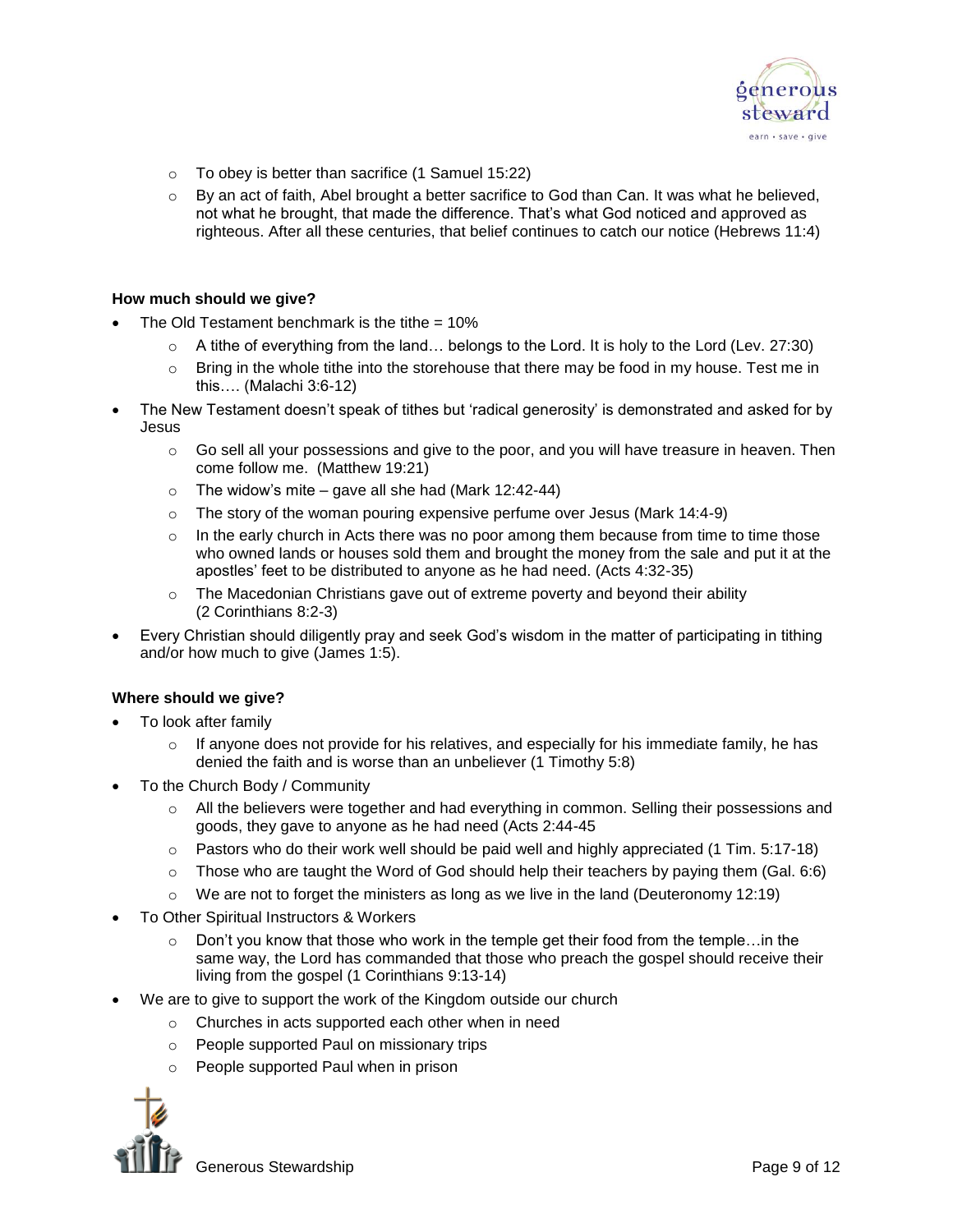- To obey is better than sacrifice (1 Samuel 15:22)
- By an act of faith, Abel brought a better sacrifice to God than Can. It was what he believed, not what he brought, that made the difference. That's what God noticed and approved as righteous. After all these centuries, that belief continues to catch our notice (Hebrews 11:4)

**How much should we give?**

- The Old Testament benchmark is the tithe = 10%
  - A tithe of everything from the land… belongs to the Lord. It is holy to the Lord (Lev. 27:30)
  - Bring in the whole tithe into the storehouse that there may be food in my house. Test me in this…. (Malachi 3:6-12)
- The New Testament doesn't speak of tithes but 'radical generosity' is demonstrated and asked for by Jesus
  - Go sell all your possessions and give to the poor, and you will have treasure in heaven. Then come follow me. (Matthew 19:21)
  - The widow's mite – gave all she had (Mark 12:42-44)
  - The story of the woman pouring expensive perfume over Jesus (Mark 14:4-9)
  - In the early church in Acts there was no poor among them because from time to time those who owned lands or houses sold them and brought the money from the sale and put it at the apostles' feet to be distributed to anyone as he had need. (Acts 4:32-35)
  - The Macedonian Christians gave out of extreme poverty and beyond their ability (2 Corinthians 8:2-3)
- Every Christian should diligently pray and seek God's wisdom in the matter of participating in tithing and/or how much to give (James 1:5).

**Where should we give?**

- To look after family
  - If anyone does not provide for his relatives, and especially for his immediate family, he has denied the faith and is worse than an unbeliever (1 Timothy 5:8)
- To the Church Body / Community
  - All the believers were together and had everything in common. Selling their possessions and goods, they gave to anyone as he had need (Acts 2:44-45
  - Pastors who do their work well should be paid well and highly appreciated (1 Tim. 5:17-18)
  - Those who are taught the Word of God should help their teachers by paying them (Gal. 6:6)
  - We are not to forget the ministers as long as we live in the land (Deuteronomy 12:19)
- To Other Spiritual Instructors & Workers
  - Don't you know that those who work in the temple get their food from the temple…in the same way, the Lord has commanded that those who preach the gospel should receive their living from the gospel (1 Corinthians 9:13-14)
- We are to give to support the work of the Kingdom outside our church
  - Churches in acts supported each other when in need
  - People supported Paul on missionary trips
  - People supported Paul when in prison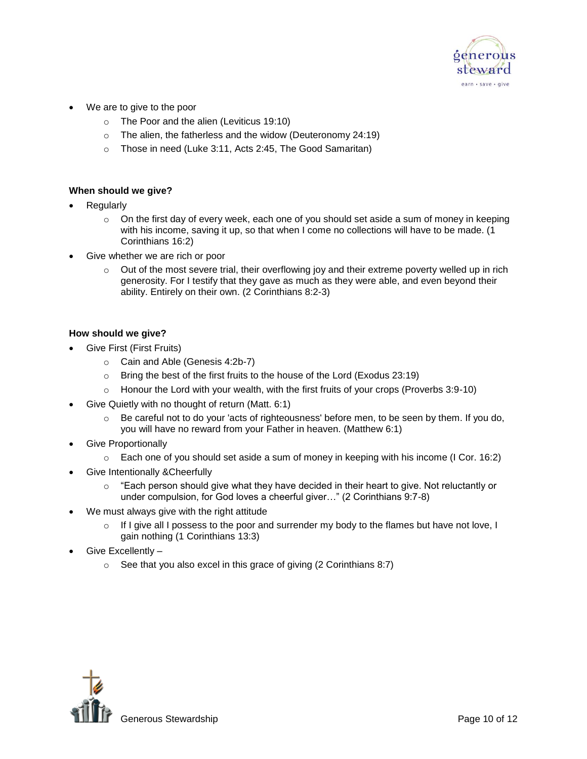- We are to give to the poor
  - The Poor and the alien (Leviticus 19:10)
  - The alien, the fatherless and the widow (Deuteronomy 24:19)
  - Those in need (Luke 3:11, Acts 2:45, The Good Samaritan)

**When should we give?**

- Regularly
  - On the first day of every week, each one of you should set aside a sum of money in keeping with his income, saving it up, so that when I come no collections will have to be made. (1 Corinthians 16:2)
- Give whether we are rich or poor
  - Out of the most severe trial, their overflowing joy and their extreme poverty welled up in rich generosity. For I testify that they gave as much as they were able, and even beyond their ability. Entirely on their own. (2 Corinthians 8:2-3)

**How should we give?**

- Give First (First Fruits)
  - Cain and Able (Genesis 4:2b-7)
  - Bring the best of the first fruits to the house of the Lord (Exodus 23:19)
  - Honour the Lord with your wealth, with the first fruits of your crops (Proverbs 3:9-10)
- Give Quietly with no thought of return (Matt. 6:1)
  - Be careful not to do your 'acts of righteousness' before men, to be seen by them. If you do, you will have no reward from your Father in heaven. (Matthew 6:1)
- Give Proportionally
  - Each one of you should set aside a sum of money in keeping with his income (I Cor. 16:2)
- Give Intentionally &Cheerfully
  - "Each person should give what they have decided in their heart to give. Not reluctantly or under compulsion, for God loves a cheerful giver…" (2 Corinthians 9:7-8)
- We must always give with the right attitude
  - If I give all I possess to the poor and surrender my body to the flames but have not love, I gain nothing (1 Corinthians 13:3)
- Give Excellently –
  - See that you also excel in this grace of giving (2 Corinthians 8:7)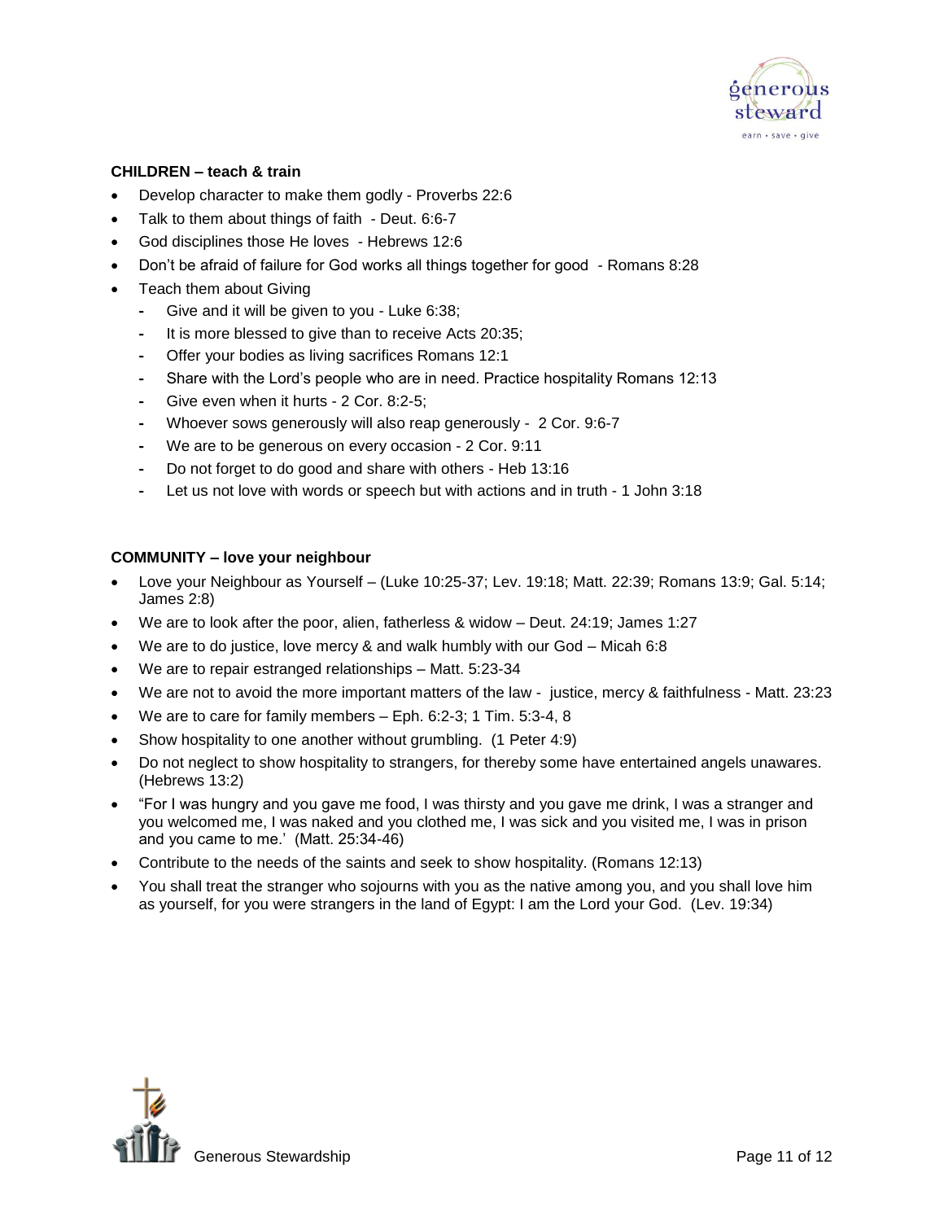**CHILDREN – teach & train**

- Develop character to make them godly - Proverbs 22:6
- Talk to them about things of faith - Deut. 6:6-7
- God disciplines those He loves - Hebrews 12:6
- Don't be afraid of failure for God works all things together for good - Romans 8:28
- Teach them about Giving
  - Give and it will be given to you - Luke 6:38;
  - It is more blessed to give than to receive Acts 20:35;
  - Offer your bodies as living sacrifices Romans 12:1
  - Share with the Lord's people who are in need. Practice hospitality Romans 12:13
  - Give even when it hurts - 2 Cor. 8:2-5;
  - Whoever sows generously will also reap generously - 2 Cor. 9:6-7
  - We are to be generous on every occasion - 2 Cor. 9:11
  - Do not forget to do good and share with others - Heb 13:16
  - Let us not love with words or speech but with actions and in truth - 1 John 3:18

**COMMUNITY – love your neighbour**

- Love your Neighbour as Yourself – (Luke 10:25-37; Lev. 19:18; Matt. 22:39; Romans 13:9; Gal. 5:14; James 2:8)
- We are to look after the poor, alien, fatherless & widow – Deut. 24:19; James 1:27
- We are to do justice, love mercy & and walk humbly with our God – Micah 6:8
- We are to repair estranged relationships – Matt. 5:23-34
- We are not to avoid the more important matters of the law - justice, mercy & faithfulness - Matt. 23:23
- We are to care for family members – Eph. 6:2-3; 1 Tim. 5:3-4, 8
- Show hospitality to one another without grumbling. (1 Peter 4:9)
- Do not neglect to show hospitality to strangers, for thereby some have entertained angels unawares. (Hebrews 13:2)
- "For I was hungry and you gave me food, I was thirsty and you gave me drink, I was a stranger and you welcomed me, I was naked and you clothed me, I was sick and you visited me, I was in prison and you came to me.' (Matt. 25:34-46)
- Contribute to the needs of the saints and seek to show hospitality. (Romans 12:13)
- You shall treat the stranger who sojourns with you as the native among you, and you shall love him as yourself, for you were strangers in the land of Egypt: I am the Lord your God. (Lev. 19:34)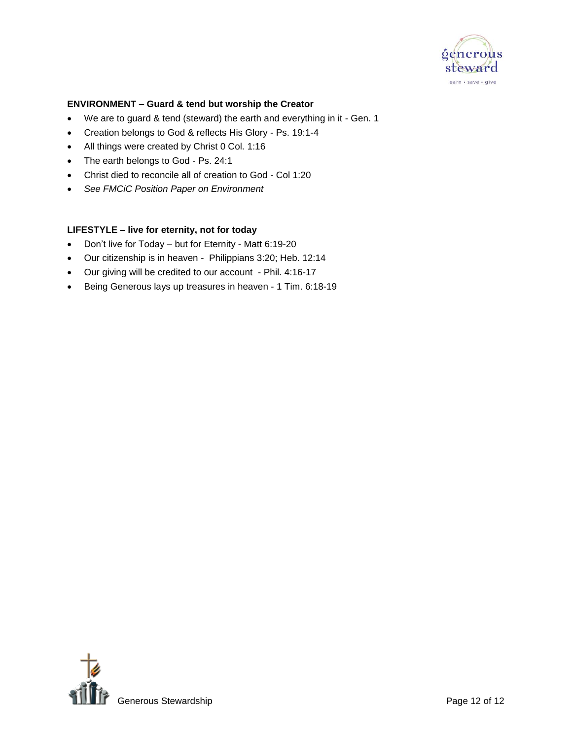**ENVIRONMENT – Guard & tend but worship the Creator**

- We are to guard & tend (steward) the earth and everything in it - Gen. 1
- Creation belongs to God & reflects His Glory - Ps. 19:1-4
- All things were created by Christ 0 Col. 1:16
- The earth belongs to God - Ps. 24:1
- Christ died to reconcile all of creation to God - Col 1:20
- *See FMCiC Position Paper on Environment*

**LIFESTYLE – live for eternity, not for today**

- Don't live for Today – but for Eternity - Matt 6:19-20
- Our citizenship is in heaven - Philippians 3:20; Heb. 12:14
- Our giving will be credited to our account - Phil. 4:16-17
- Being Generous lays up treasures in heaven - 1 Tim. 6:18-19